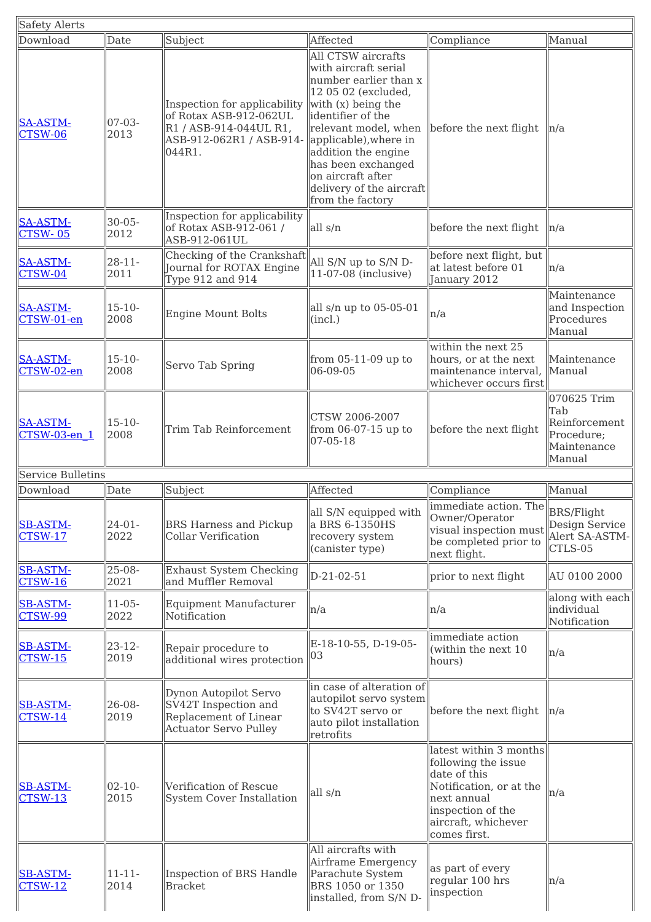| Safety Alerts | | | | | |
|---|---|---|---|---|---|
| Download | Date | Subject | Affected | Compliance | Manual |
| SA-ASTM-CTSW-06 | 07-03-2013 | Inspection for applicability of Rotax ASB-912-062UL R1 / ASB-914-044UL R1, ASB-912-062R1 / ASB-914-044R1. | All CTSW aircrafts with aircraft serial number earlier than x 12 05 02 (excluded, with (x) being the identifier of the relevant model, when applicable),where in addition the engine has been exchanged on aircraft after delivery of the aircraft from the factory | before the next flight | n/a |
| SA-ASTM-CTSW- 05 | 30-05-2012 | Inspection for applicability of Rotax ASB-912-061 / ASB-912-061UL | all s/n | before the next flight | n/a |
| SA-ASTM-CTSW-04 | 28-11-2011 | Checking of the Crankshaft Journal for ROTAX Engine Type 912 and 914 | All S/N up to S/N D-11-07-08 (inclusive) | before next flight, but at latest before 01 January 2012 | n/a |
| SA-ASTM-CTSW-01-en | 15-10-2008 | Engine Mount Bolts | all s/n up to 05-05-01 (incl.) | n/a | Maintenance and Inspection Procedures Manual |
| SA-ASTM-CTSW-02-en | 15-10-2008 | Servo Tab Spring | from 05-11-09 up to 06-09-05 | within the next 25 hours, or at the next maintenance interval, whichever occurs first | Maintenance Manual |
| SA-ASTM-CTSW-03-en_1 | 15-10-2008 | Trim Tab Reinforcement | CTSW 2006-2007 from 06-07-15 up to 07-05-18 | before the next flight | 070625 Trim Tab Reinforcement Procedure; Maintenance Manual |
| Service Bulletins | | | | | |
| Download | Date | Subject | Affected | Compliance | Manual |
| SB-ASTM-CTSW-17 | 24-01-2022 | BRS Harness and Pickup Collar Verification | all S/N equipped with a BRS 6-1350HS recovery system (canister type) | immediate action. The Owner/Operator visual inspection must be completed prior to next flight. | BRS/Flight Design Service Alert SA-ASTM-CTLS-05 |
| SB-ASTM-CTSW-16 | 25-08-2021 | Exhaust System Checking and Muffler Removal | D-21-02-51 | prior to next flight | AU 0100 2000 |
| SB-ASTM-CTSW-99 | 11-05-2022 | Equipment Manufacturer Notification | n/a | n/a | along with each individual Notification |
| SB-ASTM-CTSW-15 | 23-12-2019 | Repair procedure to additional wires protection | E-18-10-55, D-19-05-03 | immediate action (within the next 10 hours) | n/a |
| SB-ASTM-CTSW-14 | 26-08-2019 | Dynon Autopilot Servo SV42T Inspection and Replacement of Linear Actuator Servo Pulley | in case of alteration of autopilot servo system to SV42T servo or auto pilot installation retrofits | before the next flight | n/a |
| SB-ASTM-CTSW-13 | 02-10-2015 | Verification of Rescue System Cover Installation | all s/n | latest within 3 months following the issue date of this Notification, or at the next annual inspection of the aircraft, whichever comes first. | n/a |
| SB-ASTM-CTSW-12 | 11-11-2014 | Inspection of BRS Handle Bracket | All aircrafts with Airframe Emergency Parachute System BRS 1050 or 1350 installed, from S/N D- | as part of every regular 100 hrs inspection | n/a |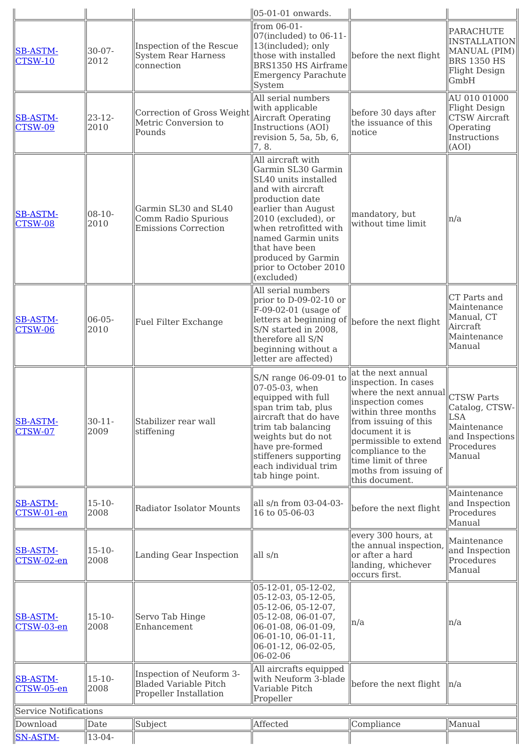| | | | 05-01-01 onwards. | | |
|---|---|---|---|---|---|
| SB-ASTM-CTSW-10 | 30-07-2012 | Inspection of the Rescue System Rear Harness connection | from 06-01-07(included) to 06-11-13(included); only those with installed BRS1350 HS Airframe Emergency Parachute System | before the next flight | PARACHUTE INSTALLATION MANUAL (PIM) BRS 1350 HS Flight Design GmbH |
| SB-ASTM-CTSW-09 | 23-12-2010 | Correction of Gross Weight Metric Conversion to Pounds | All serial numbers with applicable Aircraft Operating Instructions (AOI) revision 5, 5a, 5b, 6, 7, 8. | before 30 days after the issuance of this notice | AU 010 01000 Flight Design CTSW Aircraft Operating Instructions (AOI) |
| SB-ASTM-CTSW-08 | 08-10-2010 | Garmin SL30 and SL40 Comm Radio Spurious Emissions Correction | All aircraft with Garmin SL30 Garmin SL40 units installed and with aircraft production date earlier than August 2010 (excluded), or when retrofitted with named Garmin units that have been produced by Garmin prior to October 2010 (excluded) | mandatory, but without time limit | n/a |
| SB-ASTM-CTSW-06 | 06-05-2010 | Fuel Filter Exchange | All serial numbers prior to D-09-02-10 or F-09-02-01 (usage of letters at beginning of S/N started in 2008, therefore all S/N beginning without a letter are affected) | before the next flight | CT Parts and Maintenance Manual, CT Aircraft Maintenance Manual |
| SB-ASTM-CTSW-07 | 30-11-2009 | Stabilizer rear wall stiffening | S/N range 06-09-01 to 07-05-03, when equipped with full span trim tab, plus aircraft that do have trim tab balancing weights but do not have pre-formed stiffeners supporting each individual trim tab hinge point. | at the next annual inspection. In cases where the next annual inspection comes within three months from issuing of this document it is permissible to extend compliance to the time limit of three moths from issuing of this document. | CTSW Parts Catalog, CTSW-LSA Maintenance and Inspections Procedures Manual |
| SB-ASTM-CTSW-01-en | 15-10-2008 | Radiator Isolator Mounts | all s/n from 03-04-03-16 to 05-06-03 | before the next flight | Maintenance and Inspection Procedures Manual |
| SB-ASTM-CTSW-02-en | 15-10-2008 | Landing Gear Inspection | all s/n | every 300 hours, at the annual inspection, or after a hard landing, whichever occurs first. | Maintenance and Inspection Procedures Manual |
| SB-ASTM-CTSW-03-en | 15-10-2008 | Servo Tab Hinge Enhancement | 05-12-01, 05-12-02, 05-12-03, 05-12-05, 05-12-06, 05-12-07, 05-12-08, 06-01-07, 06-01-08, 06-01-09, 06-01-10, 06-01-11, 06-01-12, 06-02-05, 06-02-06 | n/a | n/a |
| SB-ASTM-CTSW-05-en | 15-10-2008 | Inspection of Neuform 3-Bladed Variable Pitch Propeller Installation | All aircrafts equipped with Neuform 3-blade Variable Pitch Propeller | before the next flight | n/a |
| Service Notifications | | | | | |
| Download | Date | Subject | Affected | Compliance | Manual |
| SN-ASTM- | 13-04- | | | | |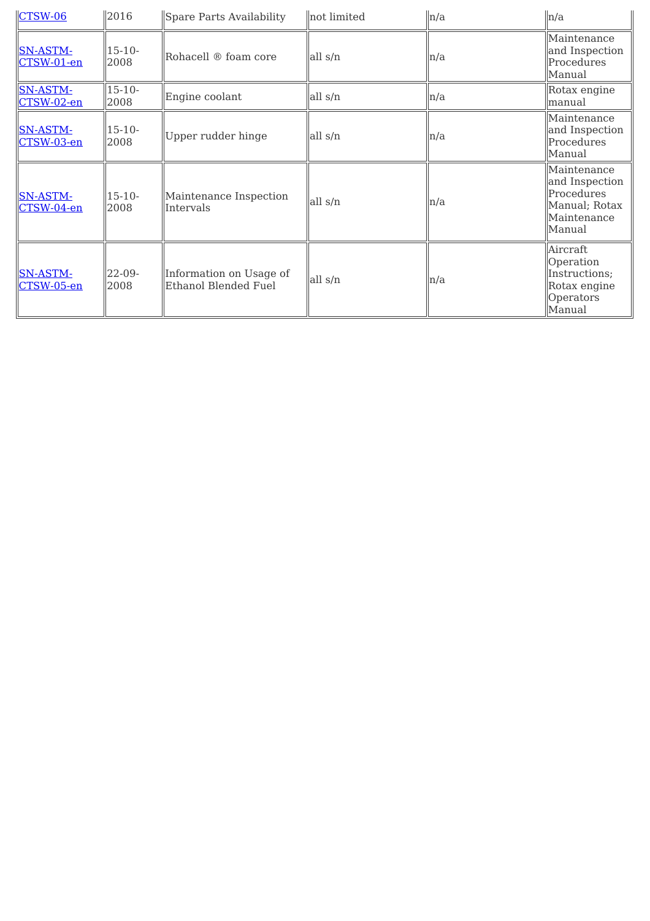| | | | | | |
|---|---|---|---|---|---|
| CTSW-06 | 2016 | Spare Parts Availability | not limited | n/a | n/a |
| SN-ASTM-CTSW-01-en | 15-10-2008 | Rohacell ® foam core | all s/n | n/a | Maintenance and Inspection Procedures Manual |
| SN-ASTM-CTSW-02-en | 15-10-2008 | Engine coolant | all s/n | n/a | Rotax engine manual |
| SN-ASTM-CTSW-03-en | 15-10-2008 | Upper rudder hinge | all s/n | n/a | Maintenance and Inspection Procedures Manual |
| SN-ASTM-CTSW-04-en | 15-10-2008 | Maintenance Inspection Intervals | all s/n | n/a | Maintenance and Inspection Procedures Manual; Rotax Maintenance Manual |
| SN-ASTM-CTSW-05-en | 22-09-2008 | Information on Usage of Ethanol Blended Fuel | all s/n | n/a | Aircraft Operation Instructions; Rotax engine Operators Manual |